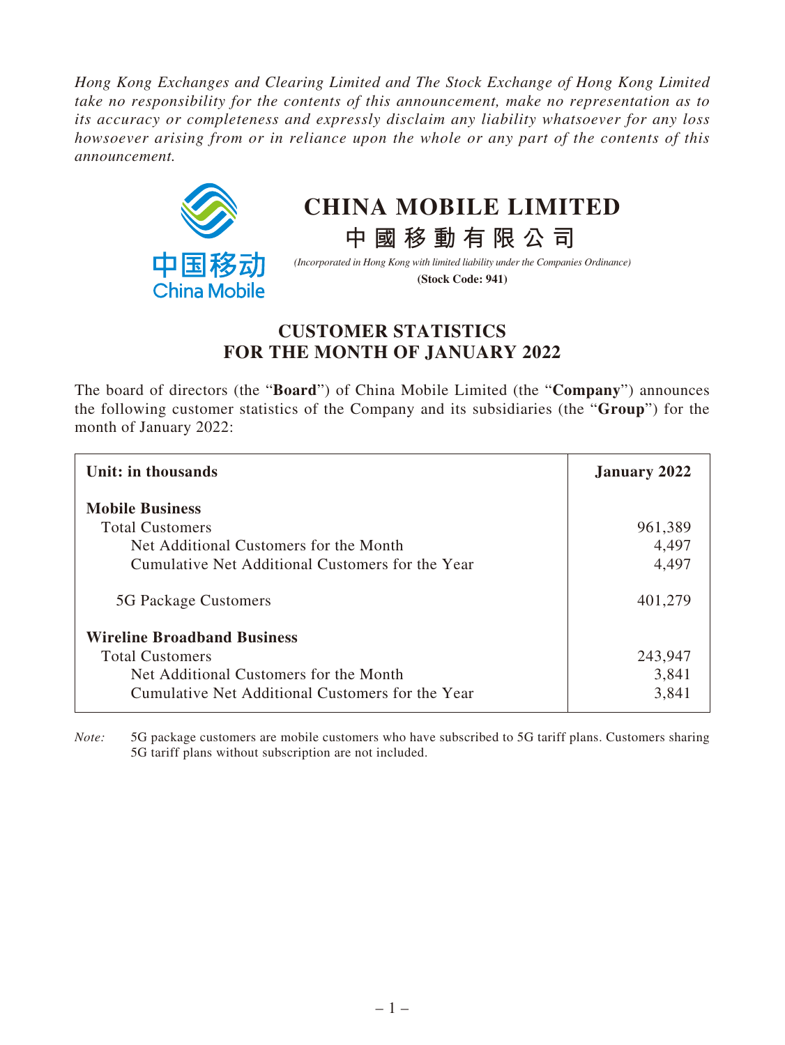*Hong Kong Exchanges and Clearing Limited and The Stock Exchange of Hong Kong Limited take no responsibility for the contents of this announcement, make no representation as to its accuracy or completeness and expressly disclaim any liability whatsoever for any loss howsoever arising from or in reliance upon the whole or any part of the contents of this announcement.*

# CHINA MOBILE LIMITED

# 中國移動有限公司

*(Incorporated in Hong Kong with limited liability under the Companies Ordinance)*

**(Stock Code: 941)**

## CUSTOMER STATISTICS FOR THE MONTH OF JANUARY 2022

The board of directors (the "**Board**") of China Mobile Limited (the "**Company**") announces the following customer statistics of the Company and its subsidiaries (the "**Group**") for the month of January 2022:

| Unit: in thousands | January 2022 |
|---|---|
| **Mobile Business** | |
| Total Customers | 961,389 |
| Net Additional Customers for the Month | 4,497 |
| Cumulative Net Additional Customers for the Year | 4,497 |
| 5G Package Customers | 401,279 |
| **Wireline Broadband Business** | |
| Total Customers | 243,947 |
| Net Additional Customers for the Month | 3,841 |
| Cumulative Net Additional Customers for the Year | 3,841 |

*Note:* 5G package customers are mobile customers who have subscribed to 5G tariff plans. Customers sharing 5G tariff plans without subscription are not included.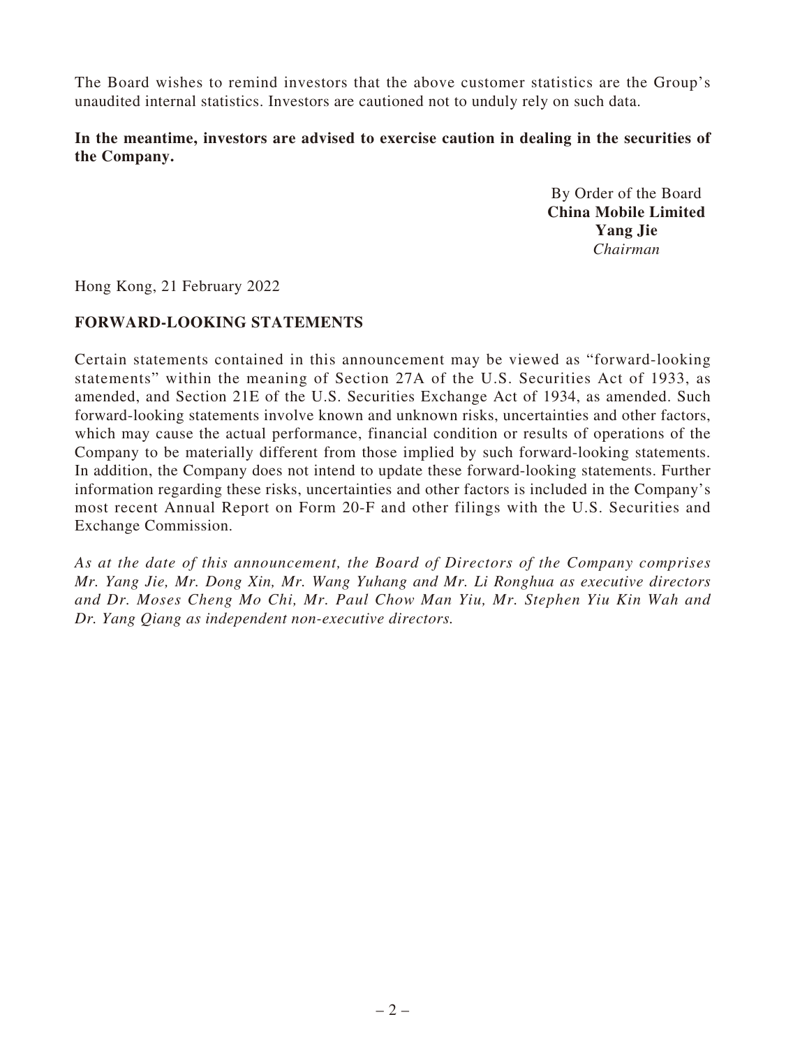The Board wishes to remind investors that the above customer statistics are the Group's unaudited internal statistics. Investors are cautioned not to unduly rely on such data.

**In the meantime, investors are advised to exercise caution in dealing in the securities of the Company.**

By Order of the Board
**China Mobile Limited**
**Yang Jie**
*Chairman*

Hong Kong, 21 February 2022

## FORWARD-LOOKING STATEMENTS

Certain statements contained in this announcement may be viewed as "forward-looking statements" within the meaning of Section 27A of the U.S. Securities Act of 1933, as amended, and Section 21E of the U.S. Securities Exchange Act of 1934, as amended. Such forward-looking statements involve known and unknown risks, uncertainties and other factors, which may cause the actual performance, financial condition or results of operations of the Company to be materially different from those implied by such forward-looking statements. In addition, the Company does not intend to update these forward-looking statements. Further information regarding these risks, uncertainties and other factors is included in the Company's most recent Annual Report on Form 20-F and other filings with the U.S. Securities and Exchange Commission.

*As at the date of this announcement, the Board of Directors of the Company comprises Mr. Yang Jie, Mr. Dong Xin, Mr. Wang Yuhang and Mr. Li Ronghua as executive directors and Dr. Moses Cheng Mo Chi, Mr. Paul Chow Man Yiu, Mr. Stephen Yiu Kin Wah and Dr. Yang Qiang as independent non-executive directors.*